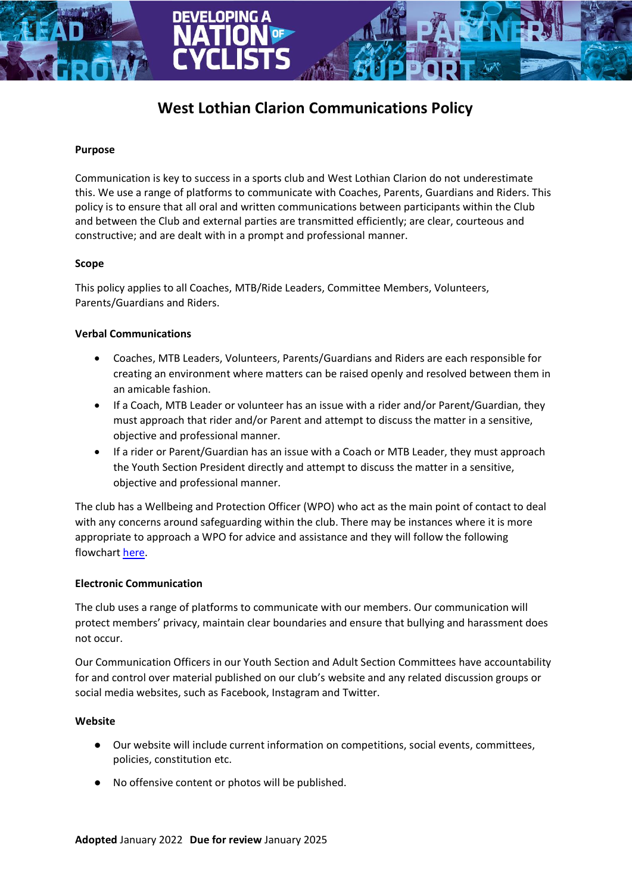# West Lothian Clarion Communications Policy

**Purpose**

Communication is key to success in a sports club and West Lothian Clarion do not underestimate this. We use a range of platforms to communicate with Coaches, Parents, Guardians and Riders. This policy is to ensure that all oral and written communications between participants within the Club and between the Club and external parties are transmitted efficiently; are clear, courteous and constructive; and are dealt with in a prompt and professional manner.

**Scope**

This policy applies to all Coaches, MTB/Ride Leaders, Committee Members, Volunteers, Parents/Guardians and Riders.

**Verbal Communications**

- Coaches, MTB Leaders, Volunteers, Parents/Guardians and Riders are each responsible for creating an environment where matters can be raised openly and resolved between them in an amicable fashion.
- If a Coach, MTB Leader or volunteer has an issue with a rider and/or Parent/Guardian, they must approach that rider and/or Parent and attempt to discuss the matter in a sensitive, objective and professional manner.
- If a rider or Parent/Guardian has an issue with a Coach or MTB Leader, they must approach the Youth Section President directly and attempt to discuss the matter in a sensitive, objective and professional manner.

The club has a Wellbeing and Protection Officer (WPO) who act as the main point of contact to deal with any concerns around safeguarding within the club. There may be instances where it is more appropriate to approach a WPO for advice and assistance and they will follow the following flowchart here.

**Electronic Communication**

The club uses a range of platforms to communicate with our members. Our communication will protect members' privacy, maintain clear boundaries and ensure that bullying and harassment does not occur.

Our Communication Officers in our Youth Section and Adult Section Committees have accountability for and control over material published on our club's website and any related discussion groups or social media websites, such as Facebook, Instagram and Twitter.

**Website**

- Our website will include current information on competitions, social events, committees, policies, constitution etc.
- No offensive content or photos will be published.

**Adopted** January 2022 **Due for review** January 2025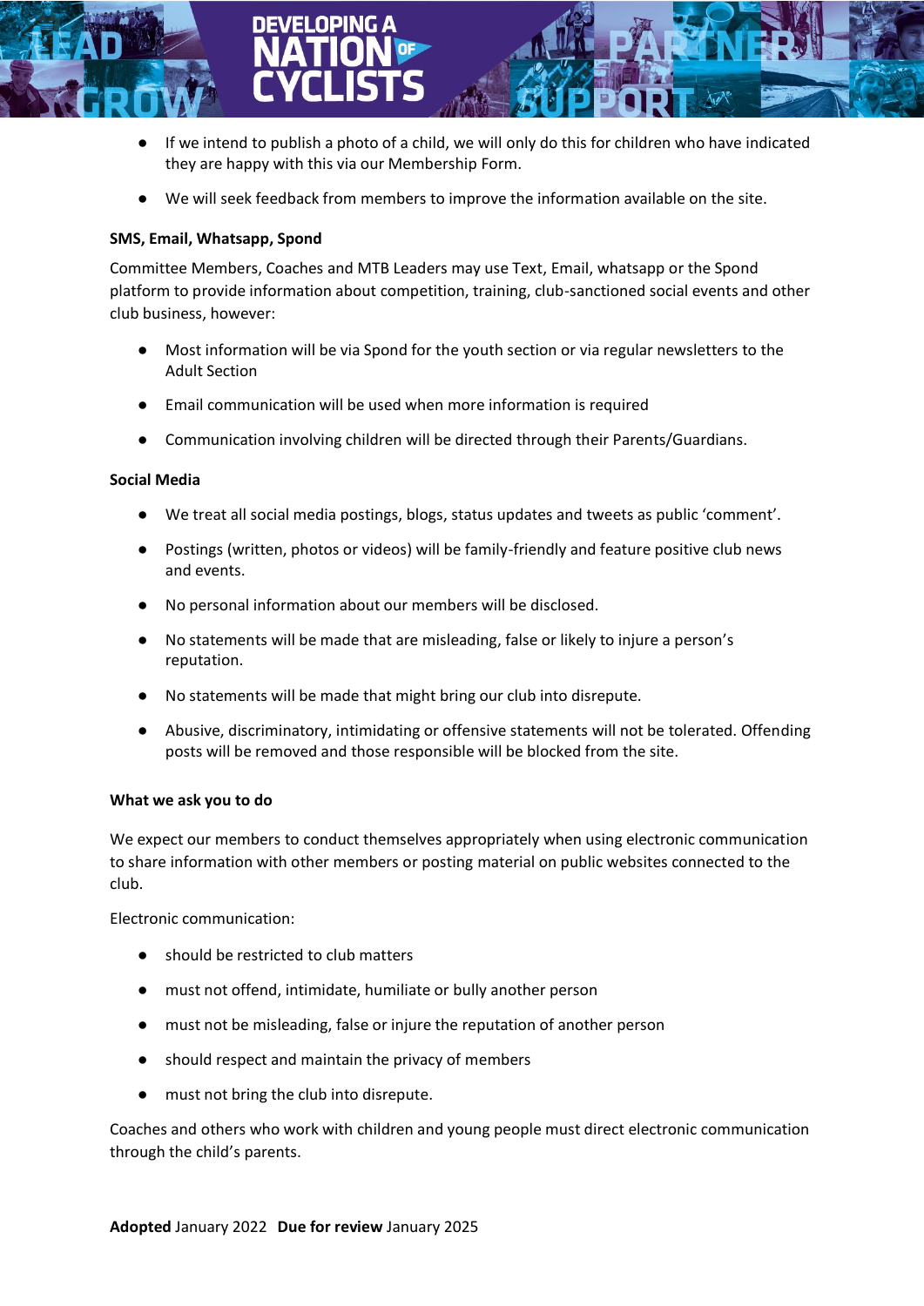- If we intend to publish a photo of a child, we will only do this for children who have indicated they are happy with this via our Membership Form.
- We will seek feedback from members to improve the information available on the site.

**SMS, Email, Whatsapp, Spond**

Committee Members, Coaches and MTB Leaders may use Text, Email, whatsapp or the Spond platform to provide information about competition, training, club-sanctioned social events and other club business, however:

- Most information will be via Spond for the youth section or via regular newsletters to the Adult Section
- Email communication will be used when more information is required
- Communication involving children will be directed through their Parents/Guardians.

**Social Media**

- We treat all social media postings, blogs, status updates and tweets as public 'comment'.
- Postings (written, photos or videos) will be family-friendly and feature positive club news and events.
- No personal information about our members will be disclosed.
- No statements will be made that are misleading, false or likely to injure a person's reputation.
- No statements will be made that might bring our club into disrepute.
- Abusive, discriminatory, intimidating or offensive statements will not be tolerated. Offending posts will be removed and those responsible will be blocked from the site.

**What we ask you to do**

We expect our members to conduct themselves appropriately when using electronic communication to share information with other members or posting material on public websites connected to the club.

Electronic communication:

- should be restricted to club matters
- must not offend, intimidate, humiliate or bully another person
- must not be misleading, false or injure the reputation of another person
- should respect and maintain the privacy of members
- must not bring the club into disrepute.

Coaches and others who work with children and young people must direct electronic communication through the child's parents.

**Adopted** January 2022 **Due for review** January 2025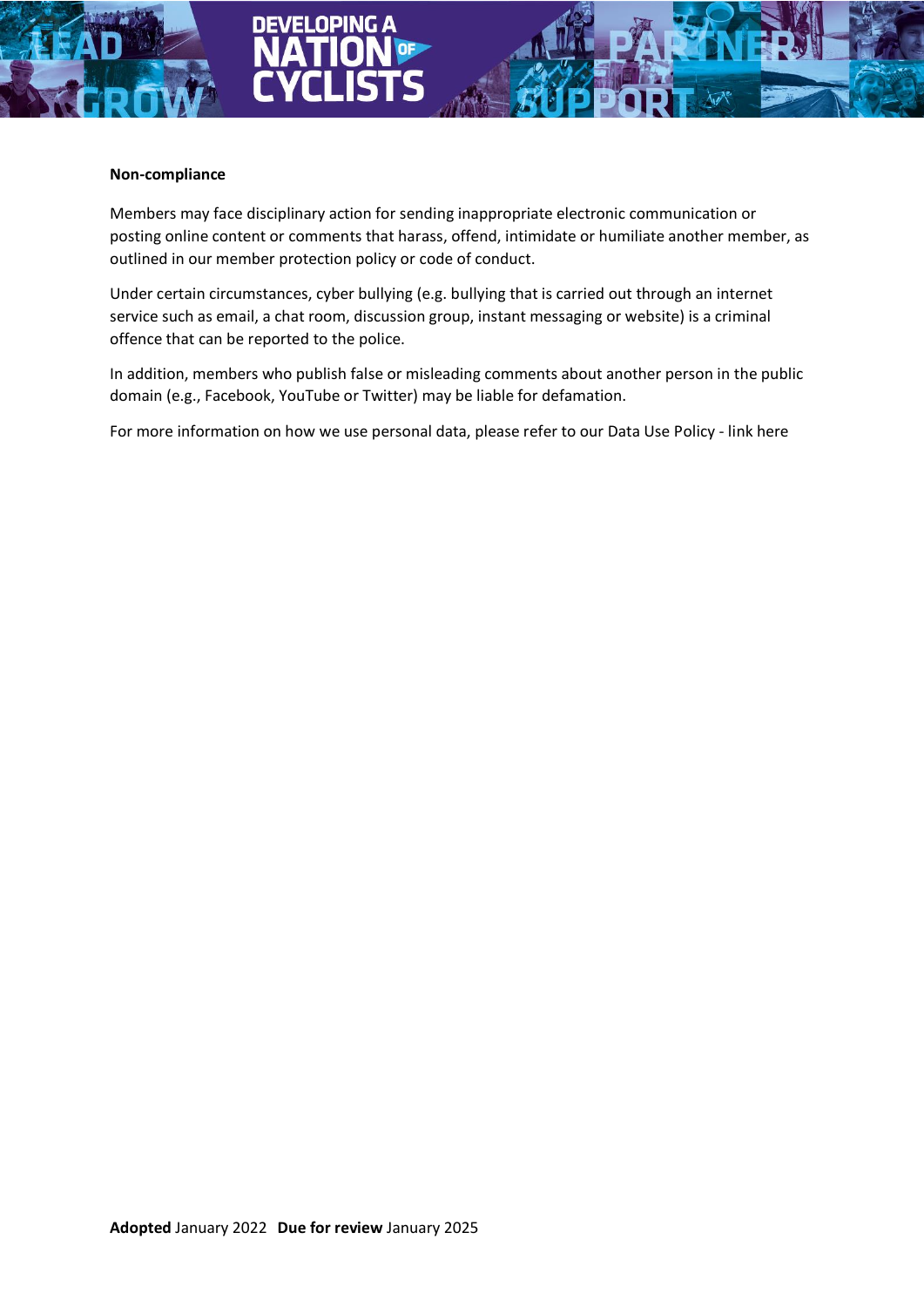**Non-compliance**

Members may face disciplinary action for sending inappropriate electronic communication or posting online content or comments that harass, offend, intimidate or humiliate another member, as outlined in our member protection policy or code of conduct.

Under certain circumstances, cyber bullying (e.g. bullying that is carried out through an internet service such as email, a chat room, discussion group, instant messaging or website) is a criminal offence that can be reported to the police.

In addition, members who publish false or misleading comments about another person in the public domain (e.g., Facebook, YouTube or Twitter) may be liable for defamation.

For more information on how we use personal data, please refer to our Data Use Policy - link here

**Adopted** January 2022 **Due for review** January 2025